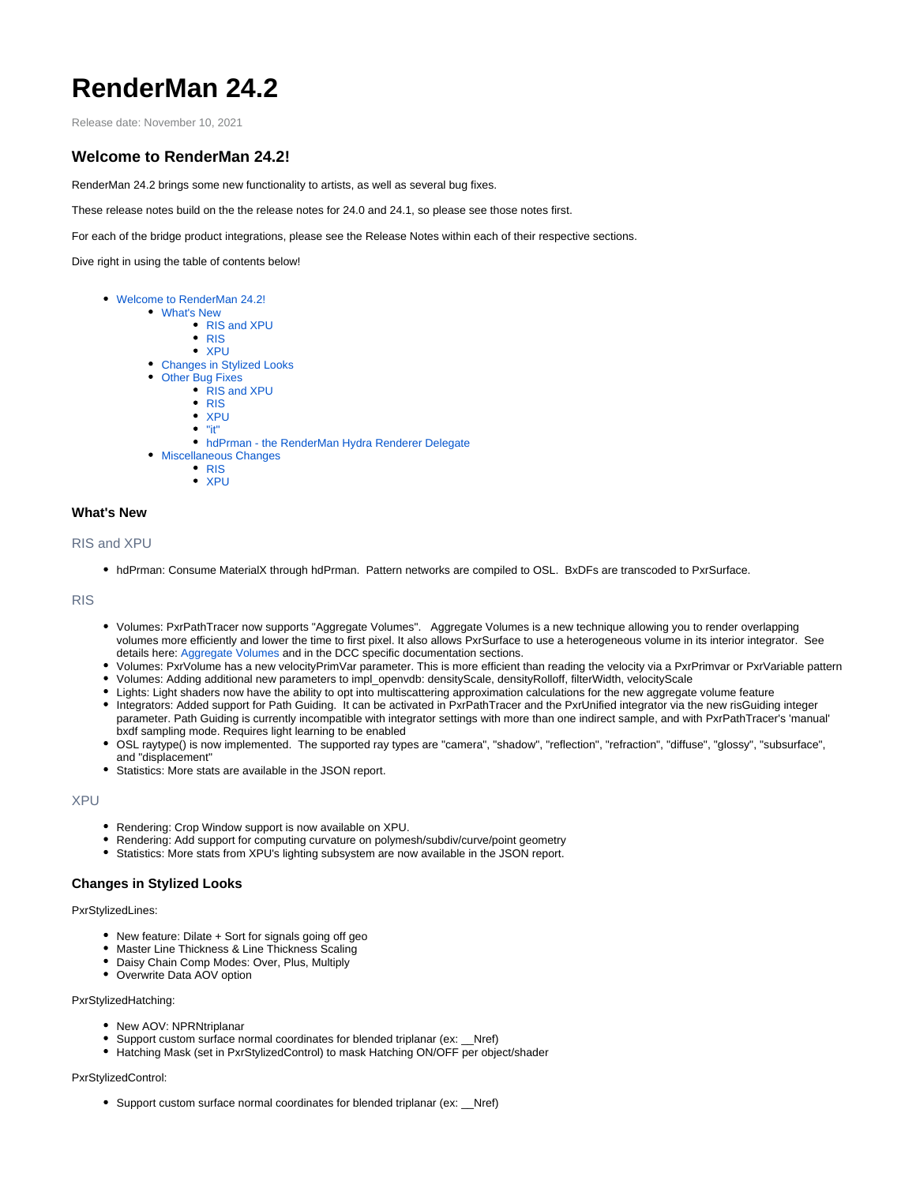# RenderMan 24.2

Release date: November 10, 2021

## Welcome to RenderMan 24.2!

RenderMan 24.2 brings some new functionality to artists, as well as several bug fixes.

These release notes build on the the release notes for 24.0 and 24.1, so please see those notes first.

For each of the bridge product integrations, please see the Release Notes within each of their respective sections.

Dive right in using the table of contents below!

- Welcome to RenderMan 24.2!
  - What's New
    - RIS and XPU
    - RIS
    - XPU
  - Changes in Stylized Looks
  - Other Bug Fixes
    - RIS and XPU
    - RIS
    - XPU
    - "it"
    - hdPrman - the RenderMan Hydra Renderer Delegate
  - Miscellaneous Changes
    - RIS
    - XPU

### What's New

#### RIS and XPU

- hdPrman: Consume MaterialX through hdPrman.  Pattern networks are compiled to OSL.  BxDFs are transcoded to PxrSurface.

#### RIS

- Volumes: PxrPathTracer now supports "Aggregate Volumes".   Aggregate Volumes is a new technique allowing you to render overlapping volumes more efficiently and lower the time to first pixel. It also allows PxrSurface to use a heterogeneous volume in its interior integrator.  See details here: Aggregate Volumes and in the DCC specific documentation sections.
- Volumes: PxrVolume has a new velocityPrimVar parameter. This is more efficient than reading the velocity via a PxrPrimvar or PxrVariable pattern
- Volumes: Adding additional new parameters to impl_openvdb: densityScale, densityRolloff, filterWidth, velocityScale
- Lights: Light shaders now have the ability to opt into multiscattering approximation calculations for the new aggregate volume feature
- Integrators: Added support for Path Guiding.  It can be activated in PxrPathTracer and the PxrUnified integrator via the new risGuiding integer parameter. Path Guiding is currently incompatible with integrator settings with more than one indirect sample, and with PxrPathTracer's 'manual' bxdf sampling mode. Requires light learning to be enabled
- OSL raytype() is now implemented.  The supported ray types are "camera", "shadow", "reflection", "refraction", "diffuse", "glossy", "subsurface", and "displacement"
- Statistics: More stats are available in the JSON report.

#### XPU

- Rendering: Crop Window support is now available on XPU.
- Rendering: Add support for computing curvature on polymesh/subdiv/curve/point geometry
- Statistics: More stats from XPU's lighting subsystem are now available in the JSON report.

### Changes in Stylized Looks

PxrStylizedLines:

- New feature: Dilate + Sort for signals going off geo
- Master Line Thickness & Line Thickness Scaling
- Daisy Chain Comp Modes: Over, Plus, Multiply
- Overwrite Data AOV option

PxrStylizedHatching:

- New AOV: NPRNtriplanar
- Support custom surface normal coordinates for blended triplanar (ex: __Nref)
- Hatching Mask (set in PxrStylizedControl) to mask Hatching ON/OFF per object/shader

PxrStylizedControl:

- Support custom surface normal coordinates for blended triplanar (ex: __Nref)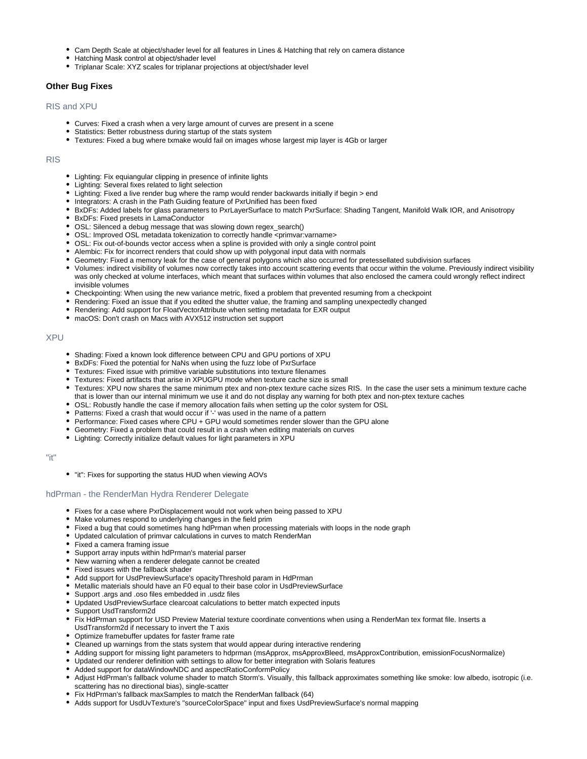- Cam Depth Scale at object/shader level for all features in Lines & Hatching that rely on camera distance
- Hatching Mask control at object/shader level
- Triplanar Scale: XYZ scales for triplanar projections at object/shader level

### Other Bug Fixes

#### RIS and XPU

- Curves: Fixed a crash when a very large amount of curves are present in a scene
- Statistics: Better robustness during startup of the stats system
- Textures: Fixed a bug where txmake would fail on images whose largest mip layer is 4Gb or larger

#### RIS

- Lighting: Fix equiangular clipping in presence of infinite lights
- Lighting: Several fixes related to light selection
- Lighting: Fixed a live render bug where the ramp would render backwards initially if begin > end
- Integrators: A crash in the Path Guiding feature of PxrUnified has been fixed
- BxDFs: Added labels for glass parameters to PxrLayerSurface to match PxrSurface: Shading Tangent, Manifold Walk IOR, and Anisotropy
- BxDFs: Fixed presets in LamaConductor
- OSL: Silenced a debug message that was slowing down regex_search()
- OSL: Improved OSL metadata tokenization to correctly handle <primvar:varname>
- OSL: Fix out-of-bounds vector access when a spline is provided with only a single control point
- Alembic: Fix for incorrect renders that could show up with polygonal input data with normals
- Geometry: Fixed a memory leak for the case of general polygons which also occurred for pretessellated subdivision surfaces
- Volumes: indirect visibility of volumes now correctly takes into account scattering events that occur within the volume. Previously indirect visibility was only checked at volume interfaces, which meant that surfaces within volumes that also enclosed the camera could wrongly reflect indirect invisible volumes
- Checkpointing: When using the new variance metric, fixed a problem that prevented resuming from a checkpoint
- Rendering: Fixed an issue that if you edited the shutter value, the framing and sampling unexpectedly changed
- Rendering: Add support for FloatVectorAttribute when setting metadata for EXR output
- macOS: Don't crash on Macs with AVX512 instruction set support

#### XPU

- Shading: Fixed a known look difference between CPU and GPU portions of XPU
- BxDFs: Fixed the potential for NaNs when using the fuzz lobe of PxrSurface
- Textures: Fixed issue with primitive variable substitutions into texture filenames
- Textures: Fixed artifacts that arise in XPUGPU mode when texture cache size is small
- Textures: XPU now shares the same minimum ptex and non-ptex texture cache sizes RIS. In the case the user sets a minimum texture cache that is lower than our internal minimum we use it and do not display any warning for both ptex and non-ptex texture caches
- OSL: Robustly handle the case if memory allocation fails when setting up the color system for OSL
- Patterns: Fixed a crash that would occur if '-' was used in the name of a pattern
- Performance: Fixed cases where CPU + GPU would sometimes render slower than the GPU alone
- Geometry: Fixed a problem that could result in a crash when editing materials on curves
- Lighting: Correctly initialize default values for light parameters in XPU

#### "it"

- "it": Fixes for supporting the status HUD when viewing AOVs

#### hdPrman - the RenderMan Hydra Renderer Delegate

- Fixes for a case where PxrDisplacement would not work when being passed to XPU
- Make volumes respond to underlying changes in the field prim
- Fixed a bug that could sometimes hang hdPrman when processing materials with loops in the node graph
- Updated calculation of primvar calculations in curves to match RenderMan
- Fixed a camera framing issue
- Support array inputs within hdPrman's material parser
- New warning when a renderer delegate cannot be created
- Fixed issues with the fallback shader
- Add support for UsdPreviewSurface's opacityThreshold param in HdPrman
- Metallic materials should have an F0 equal to their base color in UsdPreviewSurface
- Support .args and .oso files embedded in .usdz files
- Updated UsdPreviewSurface clearcoat calculations to better match expected inputs
- Support UsdTransform2d
- Fix HdPrman support for USD Preview Material texture coordinate conventions when using a RenderMan tex format file. Inserts a UsdTransform2d if necessary to invert the T axis
- Optimize framebuffer updates for faster frame rate
- Cleaned up warnings from the stats system that would appear during interactive rendering
- Adding support for missing light parameters to hdprman (msApprox, msApproxBleed, msApproxContribution, emissionFocusNormalize)
- Updated our renderer definition with settings to allow for better integration with Solaris features
- Added support for dataWindowNDC and aspectRatioConformPolicy
- Adjust HdPrman's fallback volume shader to match Storm's. Visually, this fallback approximates something like smoke: low albedo, isotropic (i.e. scattering has no directional bias), single-scatter
- Fix HdPrman's fallback maxSamples to match the RenderMan fallback (64)
- Adds support for UsdUvTexture's "sourceColorSpace" input and fixes UsdPreviewSurface's normal mapping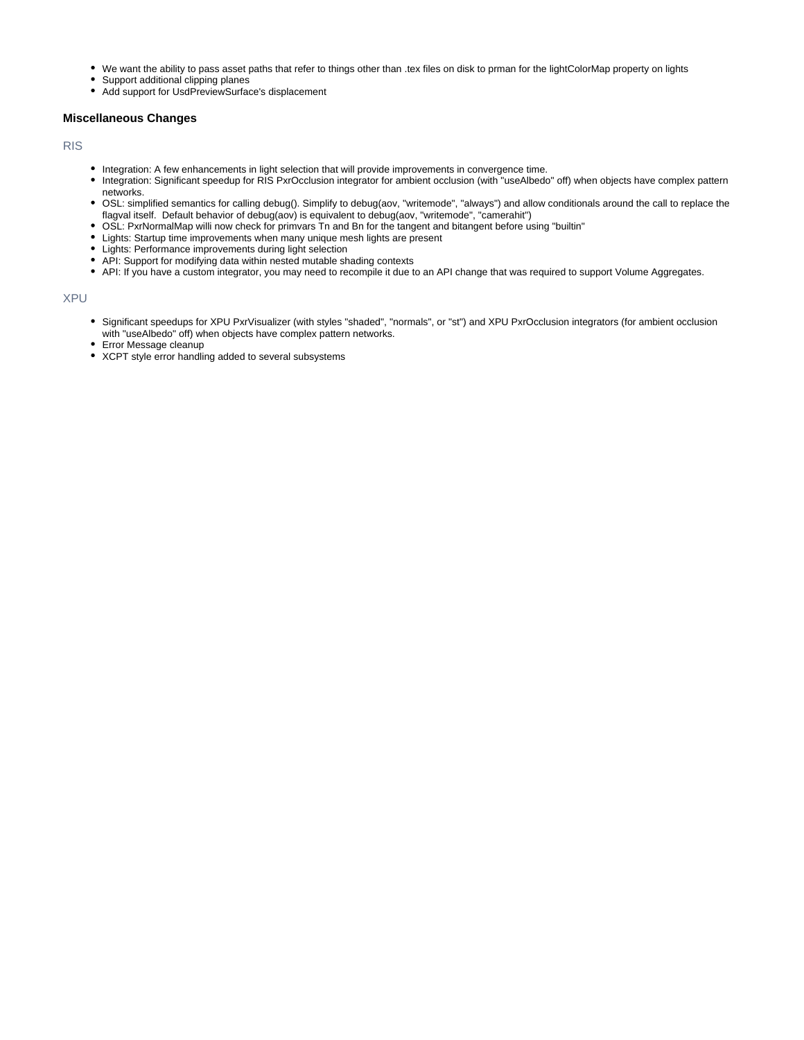- We want the ability to pass asset paths that refer to things other than .tex files on disk to prman for the lightColorMap property on lights
- Support additional clipping planes
- Add support for UsdPreviewSurface's displacement

### Miscellaneous Changes

#### RIS

- Integration: A few enhancements in light selection that will provide improvements in convergence time.
- Integration: Significant speedup for RIS PxrOcclusion integrator for ambient occlusion (with "useAlbedo" off) when objects have complex pattern networks.
- OSL: simplified semantics for calling debug(). Simplify to debug(aov, "writemode", "always") and allow conditionals around the call to replace the flagval itself.  Default behavior of debug(aov) is equivalent to debug(aov, "writemode", "camerahit")
- OSL: PxrNormalMap willi now check for primvars Tn and Bn for the tangent and bitangent before using "builtin"
- Lights: Startup time improvements when many unique mesh lights are present
- Lights: Performance improvements during light selection
- API: Support for modifying data within nested mutable shading contexts
- API: If you have a custom integrator, you may need to recompile it due to an API change that was required to support Volume Aggregates.

#### XPU

- Significant speedups for XPU PxrVisualizer (with styles "shaded", "normals", or "st") and XPU PxrOcclusion integrators (for ambient occlusion with "useAlbedo" off) when objects have complex pattern networks.
- Error Message cleanup
- XCPT style error handling added to several subsystems